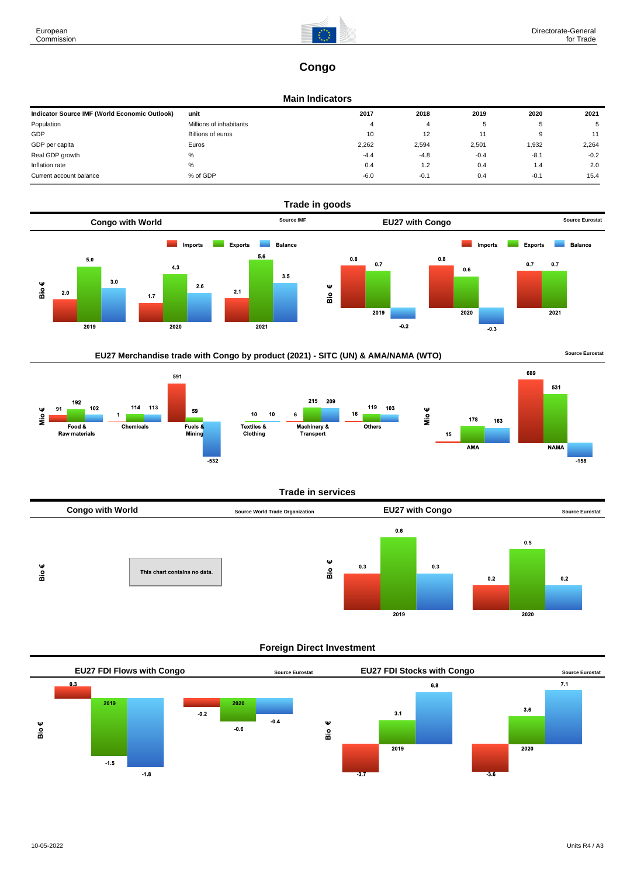European Commission

Directorate-General for Trade

# Congo

## Main Indicators

| Indicator Source IMF (World Economic Outlook) | unit | 2017 | 2018 | 2019 | 2020 | 2021 |
|---|---|---|---|---|---|---|
| Population | Millions of inhabitants | 4 | 4 | 5 | 5 | 5 |
| GDP | Billions of euros | 10 | 12 | 11 | 9 | 11 |
| GDP per capita | Euros | 2,262 | 2,594 | 2,501 | 1,932 | 2,264 |
| Real GDP growth | % | -4.4 | -4.8 | -0.4 | -8.1 | -0.2 |
| Inflation rate | % | 0.4 | 1.2 | 0.4 | 1.4 | 2.0 |
| Current account balance | % of GDP | -6.0 | -0.1 | 0.4 | -0.1 | 15.4 |

## Trade in goods

### Congo with World

Source IMF

Bio €

| | Imports | Exports | Balance |
|---|---|---|---|
| 2019 | 2.0 | 5.0 | 3.0 |
| 2020 | 1.7 | 4.3 | 2.6 |
| 2021 | 2.1 | 5.6 | 3.5 |

### EU27 with Congo

Source Eurostat

Bio €

| | Imports | Exports | Balance |
|---|---|---|---|
| 2019 | 0.8 | 0.7 | -0.2 |
| 2020 | 0.8 | 0.6 | -0.3 |
| 2021 | 0.7 | 0.7 | |

### EU27 Merchandise trade with Congo by product (2021) - SITC (UN) & AMA/NAMA (WTO)

Source Eurostat

Mio €

| | Imports | Exports | Balance |
|---|---|---|---|
| Food & Raw materials | 91 | 192 | 102 |
| Chemicals | 1 | 114 | 113 |
| Fuels & Mining | 591 | 59 | -532 |
| Textiles & Clothing | | 10 | 10 |
| Machinery & Transport | 6 | 215 | 209 |
| Others | 16 | 119 | 103 |

Mio €

| | Imports | Exports | Balance |
|---|---|---|---|
| AMA | 15 | 178 | 163 |
| NAMA | 689 | 531 | -158 |

## Trade in services

### Congo with World

Source World Trade Organization

Bio €

This chart contains no data.

### EU27 with Congo

Source Eurostat

Bio €

| | Imports | Exports | Balance |
|---|---|---|---|
| 2019 | 0.3 | 0.6 | 0.3 |
| 2020 | 0.2 | 0.5 | 0.2 |

## Foreign Direct Investment

### EU27 FDI Flows with Congo

Source Eurostat

Bio €

| | | | |
|---|---|---|---|
| 2019 | 0.3 | -1.5 | -1.8 |
| 2020 | -0.2 | -0.6 | -0.4 |

### EU27 FDI Stocks with Congo

Source Eurostat

Bio €

| | | | |
|---|---|---|---|
| 2019 | -3.7 | 3.1 | 6.8 |
| 2020 | -3.6 | 3.6 | 7.1 |

10-05-2022

Units R4 / A3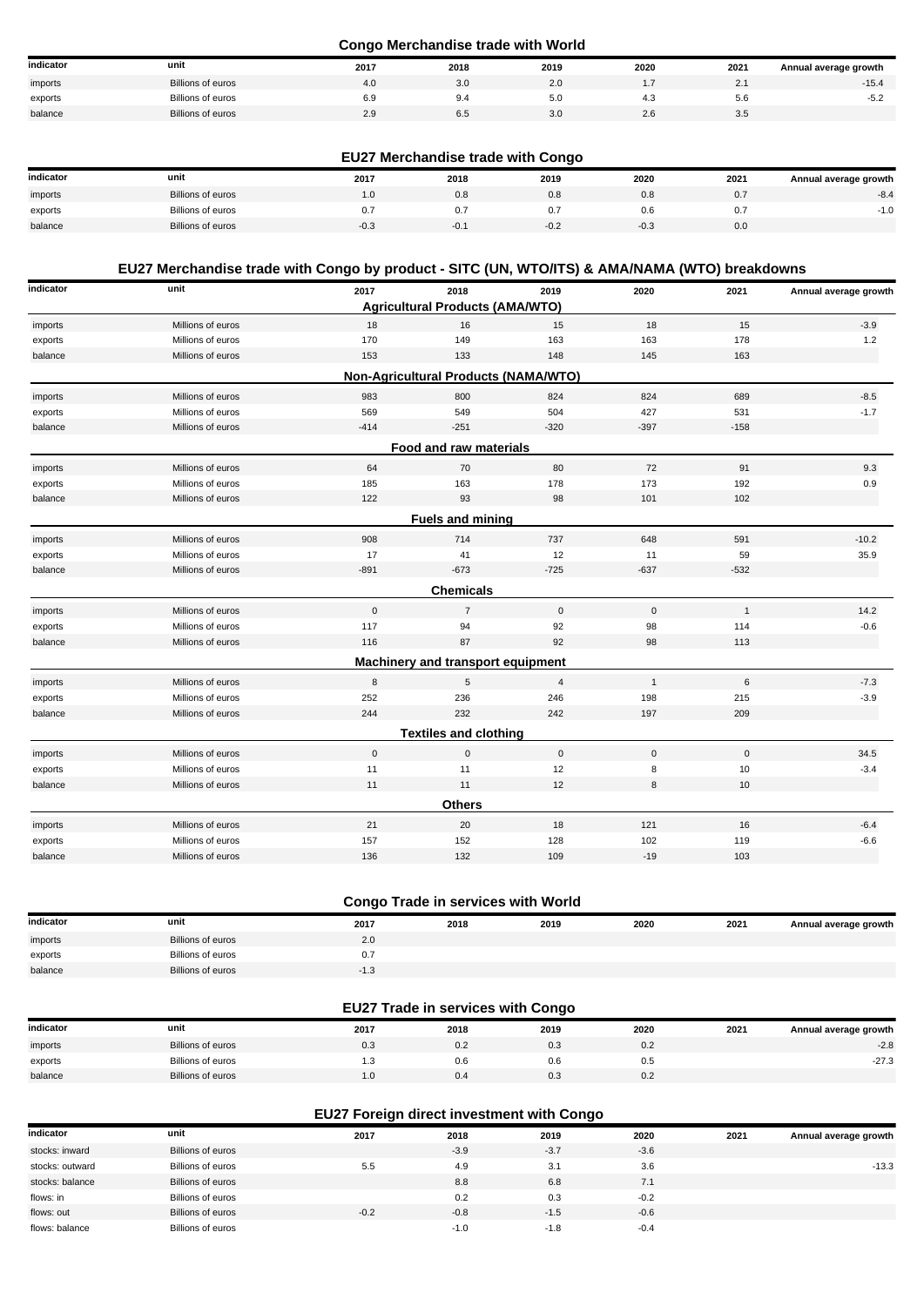### Congo Merchandise trade with World

| indicator | unit | 2017 | 2018 | 2019 | 2020 | 2021 | Annual average growth |
|---|---|---|---|---|---|---|---|
| imports | Billions of euros | 4.0 | 3.0 | 2.0 | 1.7 | 2.1 | -15.4 |
| exports | Billions of euros | 6.9 | 9.4 | 5.0 | 4.3 | 5.6 | -5.2 |
| balance | Billions of euros | 2.9 | 6.5 | 3.0 | 2.6 | 3.5 | |

### EU27 Merchandise trade with Congo

| indicator | unit | 2017 | 2018 | 2019 | 2020 | 2021 | Annual average growth |
|---|---|---|---|---|---|---|---|
| imports | Billions of euros | 1.0 | 0.8 | 0.8 | 0.8 | 0.7 | -8.4 |
| exports | Billions of euros | 0.7 | 0.7 | 0.7 | 0.6 | 0.7 | -1.0 |
| balance | Billions of euros | -0.3 | -0.1 | -0.2 | -0.3 | 0.0 | |

### EU27 Merchandise trade with Congo by product - SITC (UN, WTO/ITS) & AMA/NAMA (WTO) breakdowns

| indicator | unit | 2017 | 2018 | 2019 | 2020 | 2021 | Annual average growth |
|---|---|---|---|---|---|---|---|
| **Agricultural Products (AMA/WTO)** | | | | | | | |
| imports | Millions of euros | 18 | 16 | 15 | 18 | 15 | -3.9 |
| exports | Millions of euros | 170 | 149 | 163 | 163 | 178 | 1.2 |
| balance | Millions of euros | 153 | 133 | 148 | 145 | 163 | |
| **Non-Agricultural Products (NAMA/WTO)** | | | | | | | |
| imports | Millions of euros | 983 | 800 | 824 | 824 | 689 | -8.5 |
| exports | Millions of euros | 569 | 549 | 504 | 427 | 531 | -1.7 |
| balance | Millions of euros | -414 | -251 | -320 | -397 | -158 | |
| **Food and raw materials** | | | | | | | |
| imports | Millions of euros | 64 | 70 | 80 | 72 | 91 | 9.3 |
| exports | Millions of euros | 185 | 163 | 178 | 173 | 192 | 0.9 |
| balance | Millions of euros | 122 | 93 | 98 | 101 | 102 | |
| **Fuels and mining** | | | | | | | |
| imports | Millions of euros | 908 | 714 | 737 | 648 | 591 | -10.2 |
| exports | Millions of euros | 17 | 41 | 12 | 11 | 59 | 35.9 |
| balance | Millions of euros | -891 | -673 | -725 | -637 | -532 | |
| **Chemicals** | | | | | | | |
| imports | Millions of euros | 0 | 7 | 0 | 0 | 1 | 14.2 |
| exports | Millions of euros | 117 | 94 | 92 | 98 | 114 | -0.6 |
| balance | Millions of euros | 116 | 87 | 92 | 98 | 113 | |
| **Machinery and transport equipment** | | | | | | | |
| imports | Millions of euros | 8 | 5 | 4 | 1 | 6 | -7.3 |
| exports | Millions of euros | 252 | 236 | 246 | 198 | 215 | -3.9 |
| balance | Millions of euros | 244 | 232 | 242 | 197 | 209 | |
| **Textiles and clothing** | | | | | | | |
| imports | Millions of euros | 0 | 0 | 0 | 0 | 0 | 34.5 |
| exports | Millions of euros | 11 | 11 | 12 | 8 | 10 | -3.4 |
| balance | Millions of euros | 11 | 11 | 12 | 8 | 10 | |
| **Others** | | | | | | | |
| imports | Millions of euros | 21 | 20 | 18 | 121 | 16 | -6.4 |
| exports | Millions of euros | 157 | 152 | 128 | 102 | 119 | -6.6 |
| balance | Millions of euros | 136 | 132 | 109 | -19 | 103 | |

### Congo Trade in services with World

| indicator | unit | 2017 | 2018 | 2019 | 2020 | 2021 | Annual average growth |
|---|---|---|---|---|---|---|---|
| imports | Billions of euros | 2.0 | | | | | |
| exports | Billions of euros | 0.7 | | | | | |
| balance | Billions of euros | -1.3 | | | | | |

### EU27 Trade in services with Congo

| indicator | unit | 2017 | 2018 | 2019 | 2020 | 2021 | Annual average growth |
|---|---|---|---|---|---|---|---|
| imports | Billions of euros | 0.3 | 0.2 | 0.3 | 0.2 | | -2.8 |
| exports | Billions of euros | 1.3 | 0.6 | 0.6 | 0.5 | | -27.3 |
| balance | Billions of euros | 1.0 | 0.4 | 0.3 | 0.2 | | |

### EU27 Foreign direct investment with Congo

| indicator | unit | 2017 | 2018 | 2019 | 2020 | 2021 | Annual average growth |
|---|---|---|---|---|---|---|---|
| stocks: inward | Billions of euros | | -3.9 | -3.7 | -3.6 | | |
| stocks: outward | Billions of euros | 5.5 | 4.9 | 3.1 | 3.6 | | -13.3 |
| stocks: balance | Billions of euros | | 8.8 | 6.8 | 7.1 | | |
| flows: in | Billions of euros | | 0.2 | 0.3 | -0.2 | | |
| flows: out | Billions of euros | -0.2 | -0.8 | -1.5 | -0.6 | | |
| flows: balance | Billions of euros | | -1.0 | -1.8 | -0.4 | | |